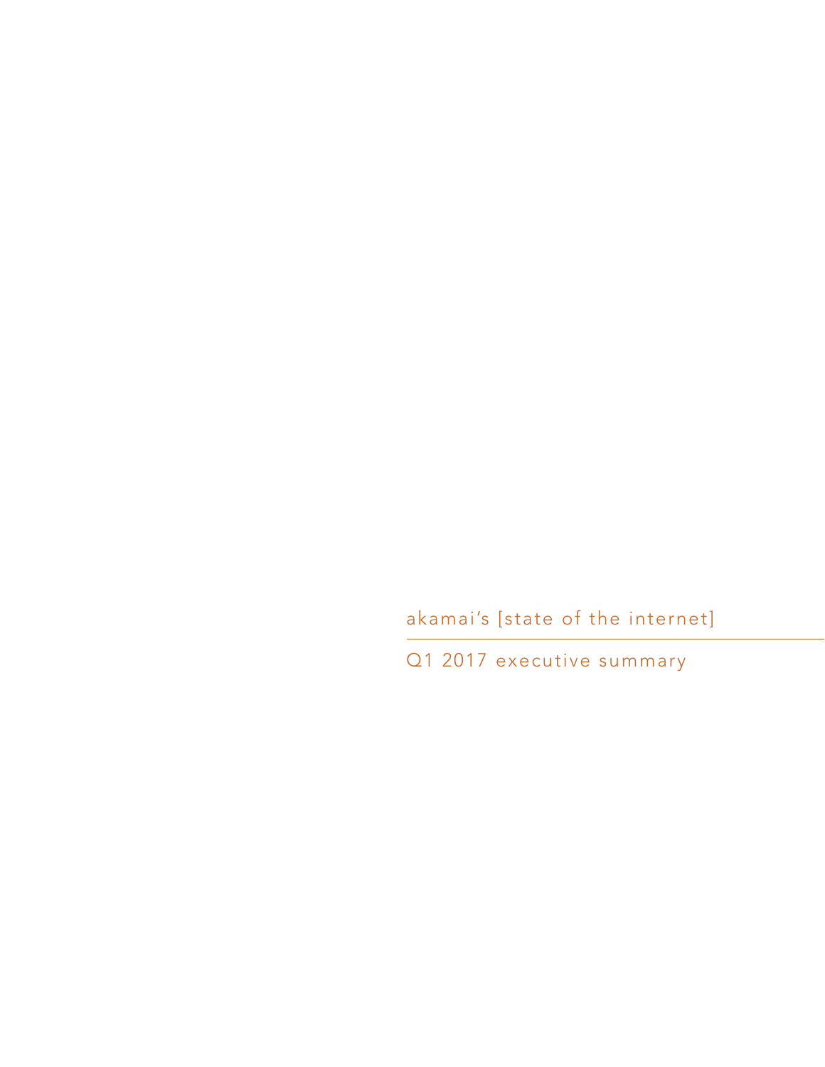# akamai's [state of the internet]

## Q1 2017 executive summary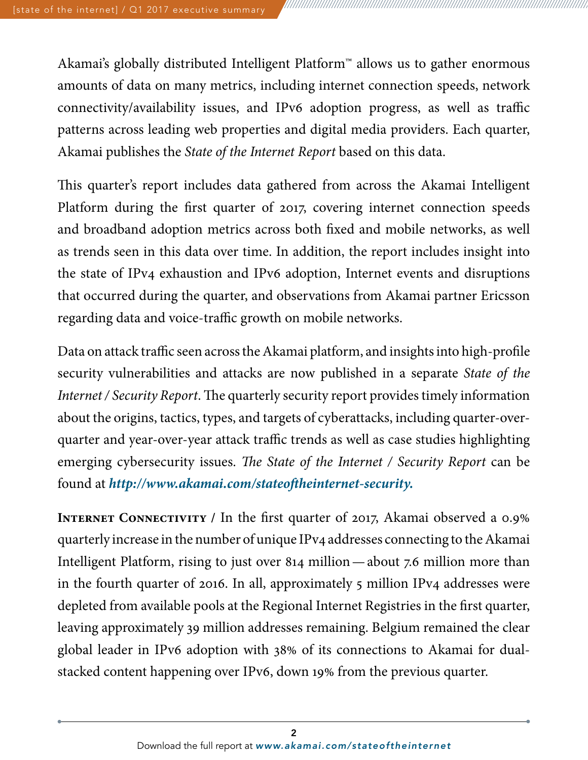Akamai's globally distributed Intelligent Platform™ allows us to gather enormous amounts of data on many metrics, including internet connection speeds, network connectivity/availability issues, and IPv6 adoption progress, as well as traffic patterns across leading web properties and digital media providers. Each quarter, Akamai publishes the *State of the Internet Report* based on this data.

This quarter's report includes data gathered from across the Akamai Intelligent Platform during the first quarter of 2017, covering internet connection speeds and broadband adoption metrics across both fixed and mobile networks, as well as trends seen in this data over time. In addition, the report includes insight into the state of IPv4 exhaustion and IPv6 adoption, Internet events and disruptions that occurred during the quarter, and observations from Akamai partner Ericsson regarding data and voice-traffic growth on mobile networks.

Data on attack traffic seen across the Akamai platform, and insights into high-profile security vulnerabilities and attacks are now published in a separate *State of the Internet / Security Report*. The quarterly security report provides timely information about the origins, tactics, types, and targets of cyberattacks, including quarter-over-quarter and year-over-year attack traffic trends as well as case studies highlighting emerging cybersecurity issues. *The State of the Internet / Security Report* can be found at ***http://www.akamai.com/stateoftheinternet-security.***

**Internet Connectivity /** In the first quarter of 2017, Akamai observed a 0.9% quarterly increase in the number of unique IPv4 addresses connecting to the Akamai Intelligent Platform, rising to just over 814 million — about 7.6 million more than in the fourth quarter of 2016. In all, approximately 5 million IPv4 addresses were depleted from available pools at the Regional Internet Registries in the first quarter, leaving approximately 39 million addresses remaining. Belgium remained the clear global leader in IPv6 adoption with 38% of its connections to Akamai for dual-stacked content happening over IPv6, down 19% from the previous quarter.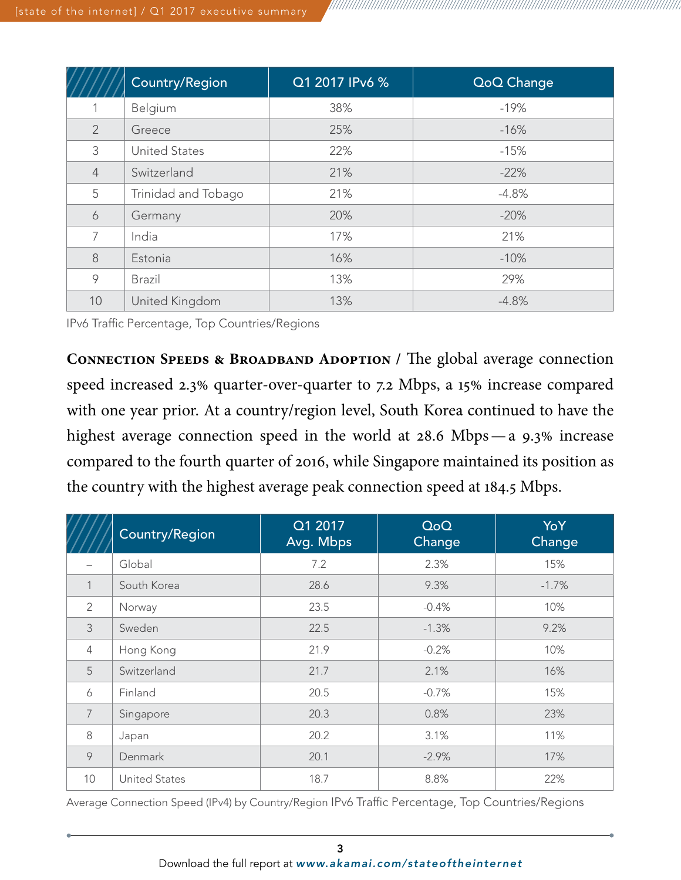| | Country/Region | Q1 2017 IPv6 % | QoQ Change |
|---|---|---|---|
| 1 | Belgium | 38% | -19% |
| 2 | Greece | 25% | -16% |
| 3 | United States | 22% | -15% |
| 4 | Switzerland | 21% | -22% |
| 5 | Trinidad and Tobago | 21% | -4.8% |
| 6 | Germany | 20% | -20% |
| 7 | India | 17% | 21% |
| 8 | Estonia | 16% | -10% |
| 9 | Brazil | 13% | 29% |
| 10 | United Kingdom | 13% | -4.8% |

IPv6 Traffic Percentage, Top Countries/Regions

**Connection Speeds & Broadband Adoption /** The global average connection speed increased 2.3% quarter-over-quarter to 7.2 Mbps, a 15% increase compared with one year prior. At a country/region level, South Korea continued to have the highest average connection speed in the world at 28.6 Mbps — a 9.3% increase compared to the fourth quarter of 2016, while Singapore maintained its position as the country with the highest average peak connection speed at 184.5 Mbps.

| | Country/Region | Q1 2017 Avg. Mbps | QoQ Change | YoY Change |
|---|---|---|---|---|
| – | Global | 7.2 | 2.3% | 15% |
| 1 | South Korea | 28.6 | 9.3% | -1.7% |
| 2 | Norway | 23.5 | -0.4% | 10% |
| 3 | Sweden | 22.5 | -1.3% | 9.2% |
| 4 | Hong Kong | 21.9 | -0.2% | 10% |
| 5 | Switzerland | 21.7 | 2.1% | 16% |
| 6 | Finland | 20.5 | -0.7% | 15% |
| 7 | Singapore | 20.3 | 0.8% | 23% |
| 8 | Japan | 20.2 | 3.1% | 11% |
| 9 | Denmark | 20.1 | -2.9% | 17% |
| 10 | United States | 18.7 | 8.8% | 22% |

Average Connection Speed (IPv4) by Country/Region IPv6 Traffic Percentage, Top Countries/Regions

Download the full report at *www.akamai.com/stateoftheinternet*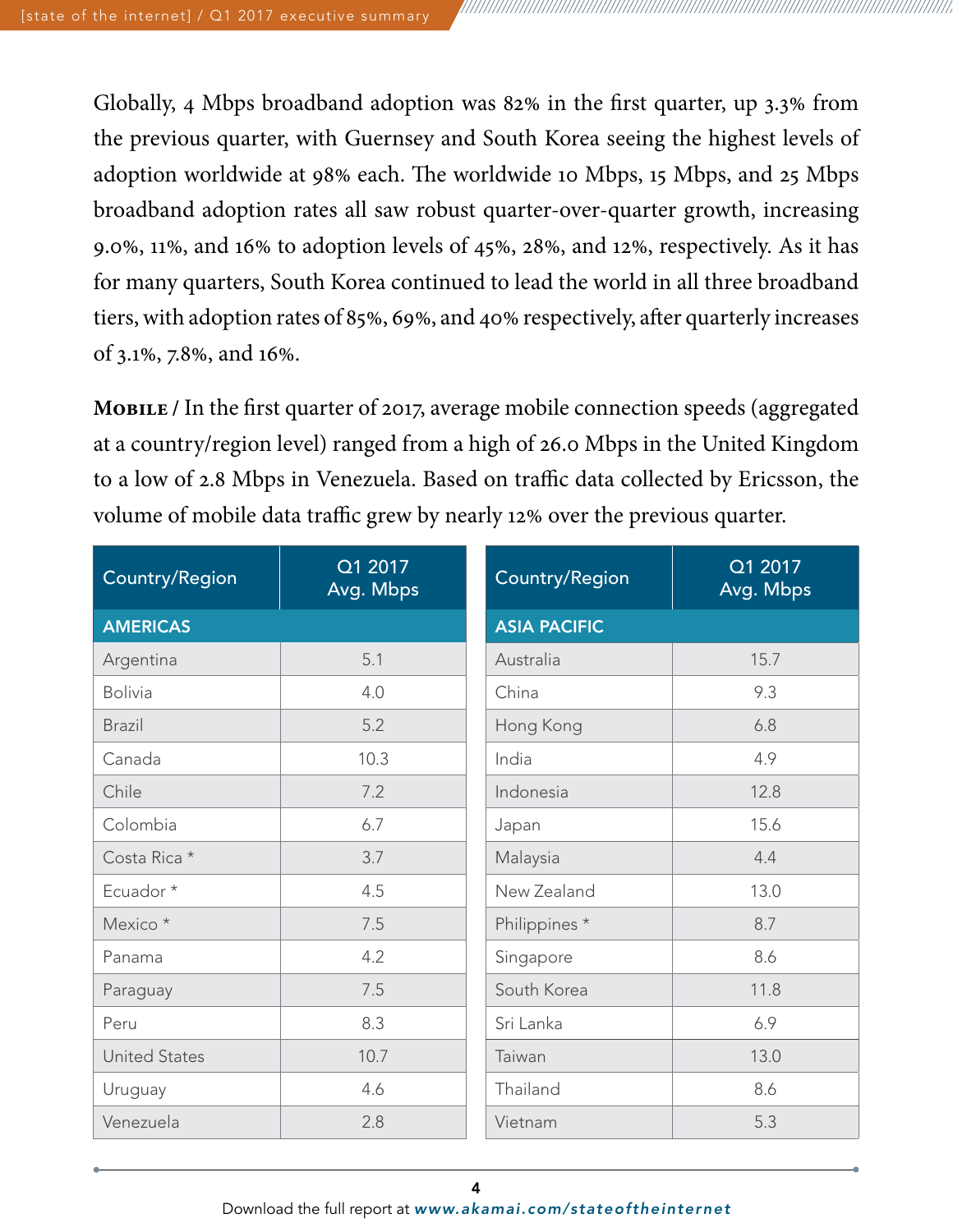Globally, 4 Mbps broadband adoption was 82% in the first quarter, up 3.3% from the previous quarter, with Guernsey and South Korea seeing the highest levels of adoption worldwide at 98% each. The worldwide 10 Mbps, 15 Mbps, and 25 Mbps broadband adoption rates all saw robust quarter-over-quarter growth, increasing 9.0%, 11%, and 16% to adoption levels of 45%, 28%, and 12%, respectively. As it has for many quarters, South Korea continued to lead the world in all three broadband tiers, with adoption rates of 85%, 69%, and 40% respectively, after quarterly increases of 3.1%, 7.8%, and 16%.

**Mobile** / In the first quarter of 2017, average mobile connection speeds (aggregated at a country/region level) ranged from a high of 26.0 Mbps in the United Kingdom to a low of 2.8 Mbps in Venezuela. Based on traffic data collected by Ericsson, the volume of mobile data traffic grew by nearly 12% over the previous quarter.

| Country/Region | Q1 2017 Avg. Mbps |
|---|---|
| **AMERICAS** | |
| Argentina | 5.1 |
| Bolivia | 4.0 |
| Brazil | 5.2 |
| Canada | 10.3 |
| Chile | 7.2 |
| Colombia | 6.7 |
| Costa Rica * | 3.7 |
| Ecuador * | 4.5 |
| Mexico * | 7.5 |
| Panama | 4.2 |
| Paraguay | 7.5 |
| Peru | 8.3 |
| United States | 10.7 |
| Uruguay | 4.6 |
| Venezuela | 2.8 |

| Country/Region | Q1 2017 Avg. Mbps |
|---|---|
| **ASIA PACIFIC** | |
| Australia | 15.7 |
| China | 9.3 |
| Hong Kong | 6.8 |
| India | 4.9 |
| Indonesia | 12.8 |
| Japan | 15.6 |
| Malaysia | 4.4 |
| New Zealand | 13.0 |
| Philippines * | 8.7 |
| Singapore | 8.6 |
| South Korea | 11.8 |
| Sri Lanka | 6.9 |
| Taiwan | 13.0 |
| Thailand | 8.6 |
| Vietnam | 5.3 |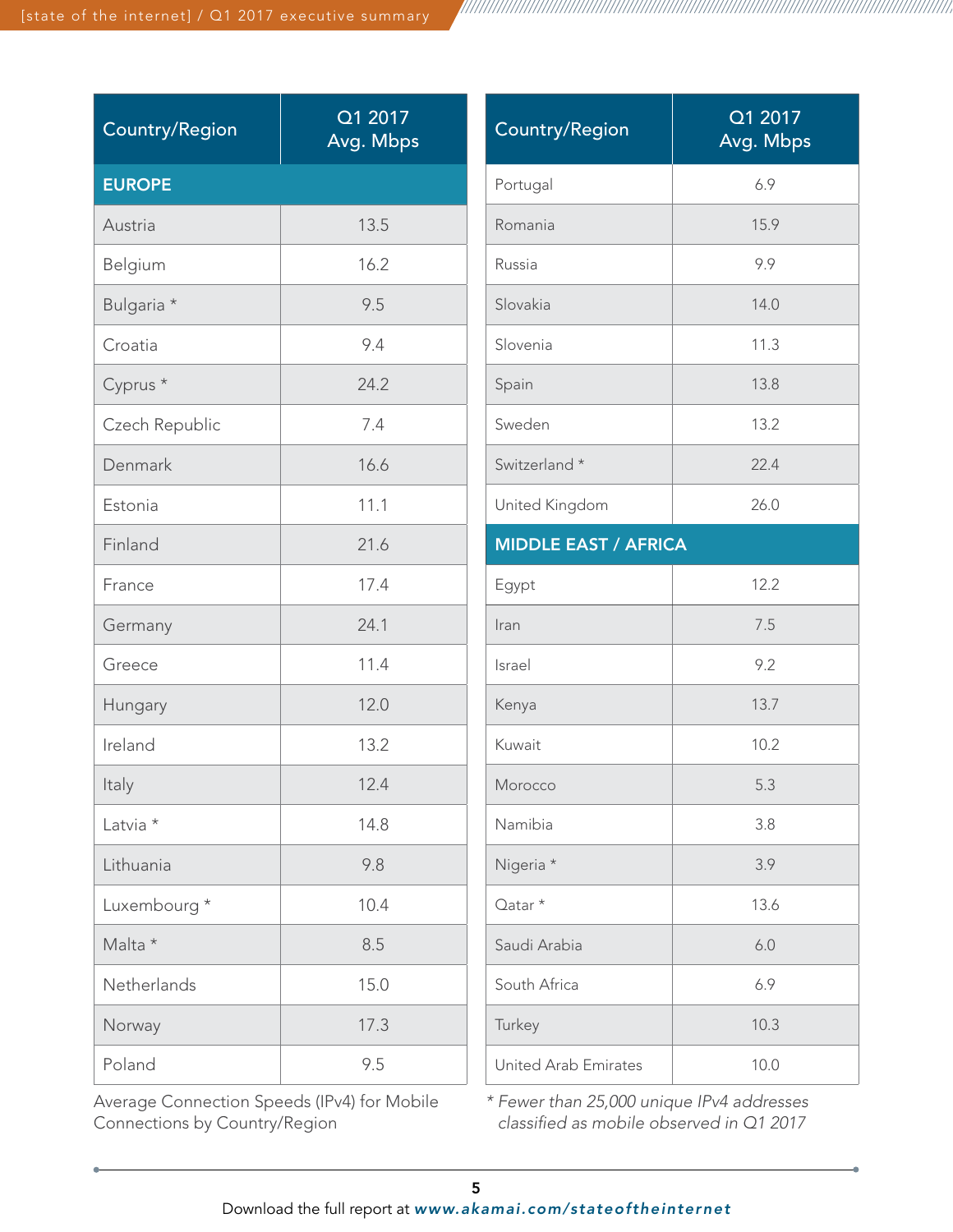| Country/Region | Q1 2017 Avg. Mbps |
|---|---|
| **EUROPE** | |
| Austria | 13.5 |
| Belgium | 16.2 |
| Bulgaria * | 9.5 |
| Croatia | 9.4 |
| Cyprus * | 24.2 |
| Czech Republic | 7.4 |
| Denmark | 16.6 |
| Estonia | 11.1 |
| Finland | 21.6 |
| France | 17.4 |
| Germany | 24.1 |
| Greece | 11.4 |
| Hungary | 12.0 |
| Ireland | 13.2 |
| Italy | 12.4 |
| Latvia * | 14.8 |
| Lithuania | 9.8 |
| Luxembourg * | 10.4 |
| Malta * | 8.5 |
| Netherlands | 15.0 |
| Norway | 17.3 |
| Poland | 9.5 |
| Portugal | 6.9 |
| Romania | 15.9 |
| Russia | 9.9 |
| Slovakia | 14.0 |
| Slovenia | 11.3 |
| Spain | 13.8 |
| Sweden | 13.2 |
| Switzerland * | 22.4 |
| United Kingdom | 26.0 |
| **MIDDLE EAST / AFRICA** | |
| Egypt | 12.2 |
| Iran | 7.5 |
| Israel | 9.2 |
| Kenya | 13.7 |
| Kuwait | 10.2 |
| Morocco | 5.3 |
| Namibia | 3.8 |
| Nigeria * | 3.9 |
| Qatar * | 13.6 |
| Saudi Arabia | 6.0 |
| South Africa | 6.9 |
| Turkey | 10.3 |
| United Arab Emirates | 10.0 |

Average Connection Speeds (IPv4) for Mobile Connections by Country/Region

*\* Fewer than 25,000 unique IPv4 addresses classified as mobile observed in Q1 2017*

Download the full report at ***www.akamai.com/stateoftheinternet***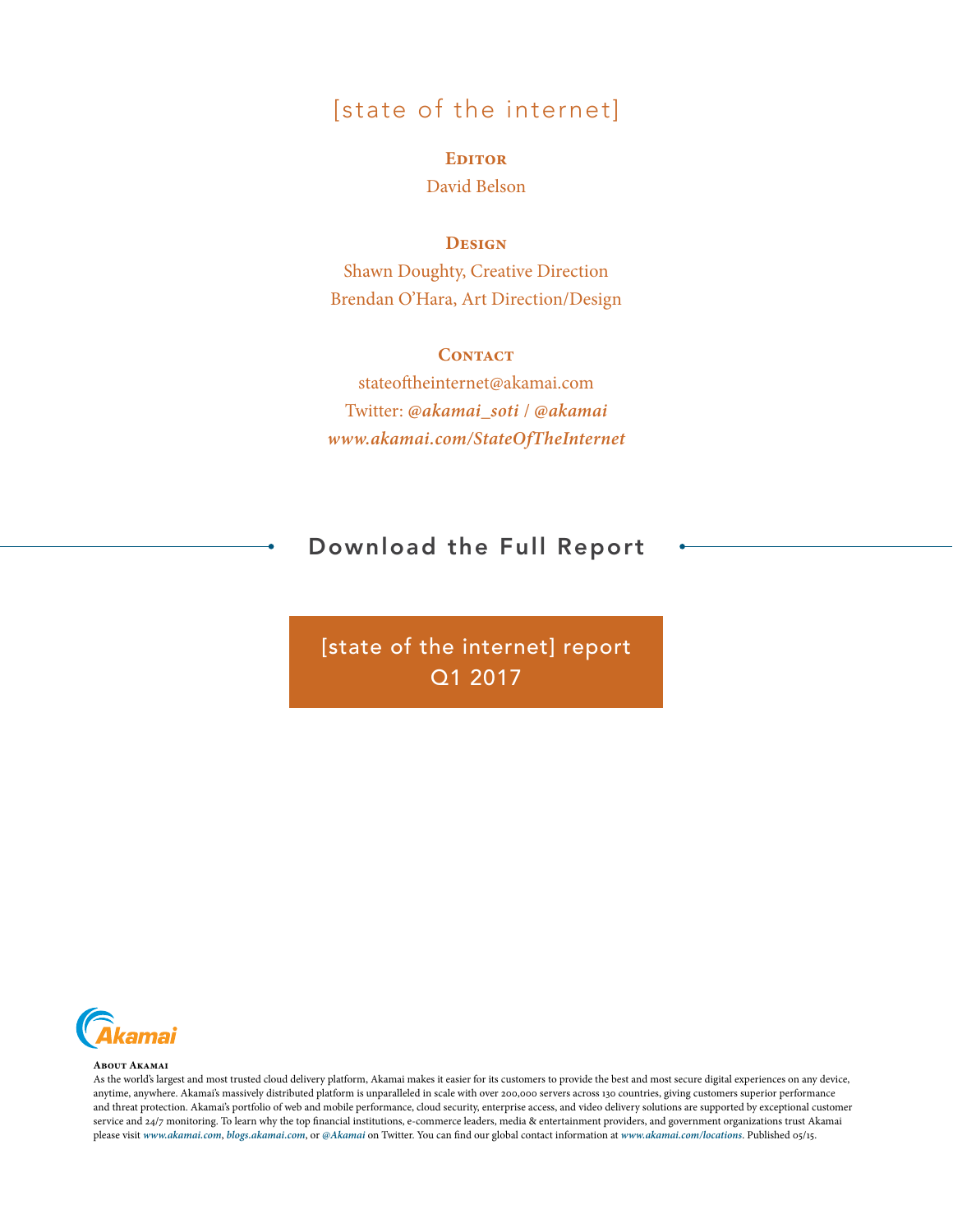# [state of the internet]

**Editor**

David Belson

**Design**

Shawn Doughty, Creative Direction

Brendan O'Hara, Art Direction/Design

**Contact**

stateoftheinternet@akamai.com

Twitter: ***@akamai_soti*** / ***@akamai***

***www.akamai.com/StateOfTheInternet***

## Download the Full Report

[state of the internet] report
Q1 2017

**About Akamai**

As the world's largest and most trusted cloud delivery platform, Akamai makes it easier for its customers to provide the best and most secure digital experiences on any device, anytime, anywhere. Akamai's massively distributed platform is unparalleled in scale with over 200,000 servers across 130 countries, giving customers superior performance and threat protection. Akamai's portfolio of web and mobile performance, cloud security, enterprise access, and video delivery solutions are supported by exceptional customer service and 24/7 monitoring. To learn why the top financial institutions, e-commerce leaders, media & entertainment providers, and government organizations trust Akamai please visit *www.akamai.com*, *blogs.akamai.com*, or *@Akamai* on Twitter. You can find our global contact information at *www.akamai.com/locations*. Published 05/15.